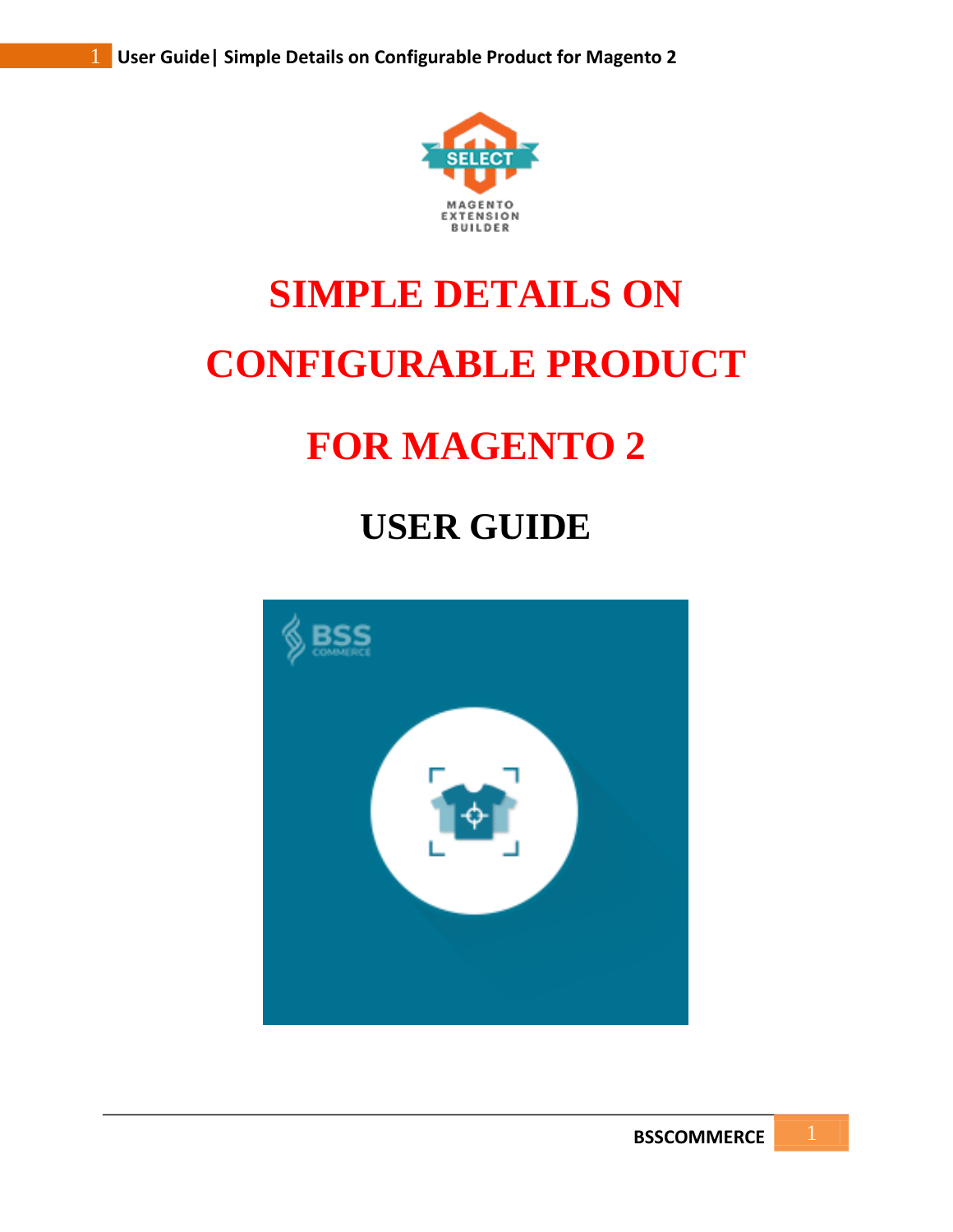# SIMPLE DETAILS ON CONFIGURABLE PRODUCT FOR MAGENTO 2

# USER GUIDE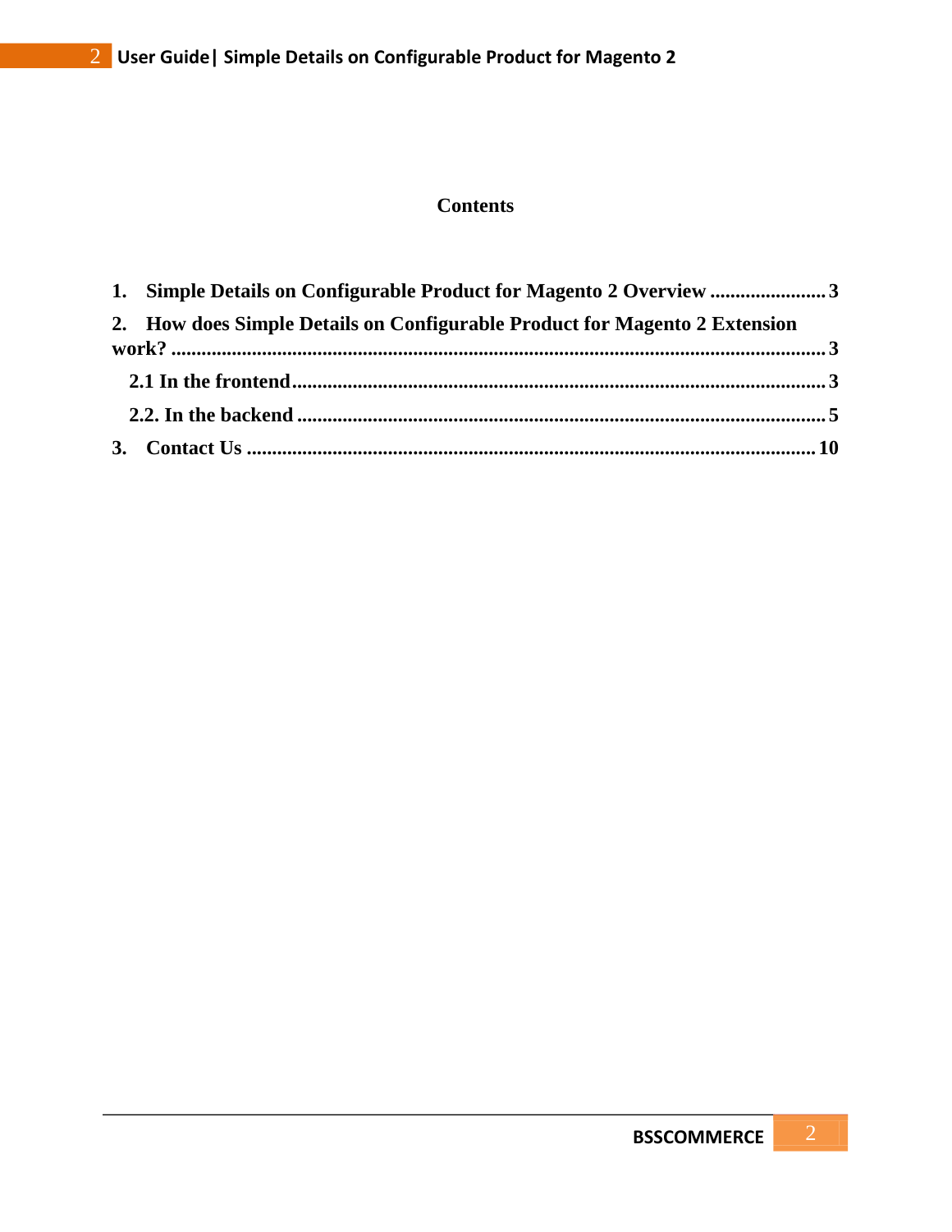## Contents

1. **Simple Details on Configurable Product for Magento 2 Overview** ....................... 3
2. **How does Simple Details on Configurable Product for Magento 2 Extension work?** ....................... 3
   - **2.1 In the frontend** ....................... 3
   - **2.2. In the backend** ....................... 5
3. **Contact Us** ....................... 10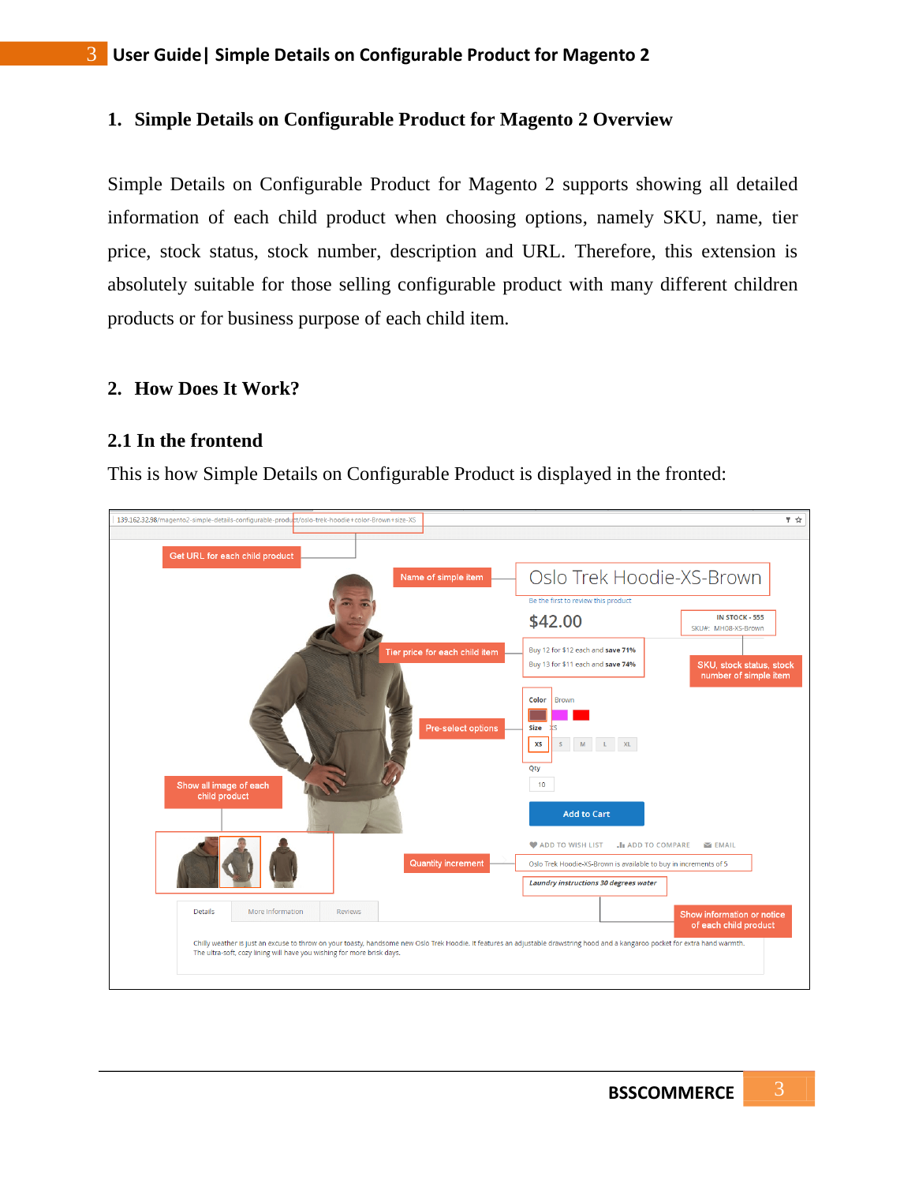## 1. Simple Details on Configurable Product for Magento 2 Overview

Simple Details on Configurable Product for Magento 2 supports showing all detailed information of each child product when choosing options, namely SKU, name, tier price, stock status, stock number, description and URL. Therefore, this extension is absolutely suitable for those selling configurable product with many different children products or for business purpose of each child item.

## 2. How Does It Work?

### 2.1 In the frontend

This is how Simple Details on Configurable Product is displayed in the fronted: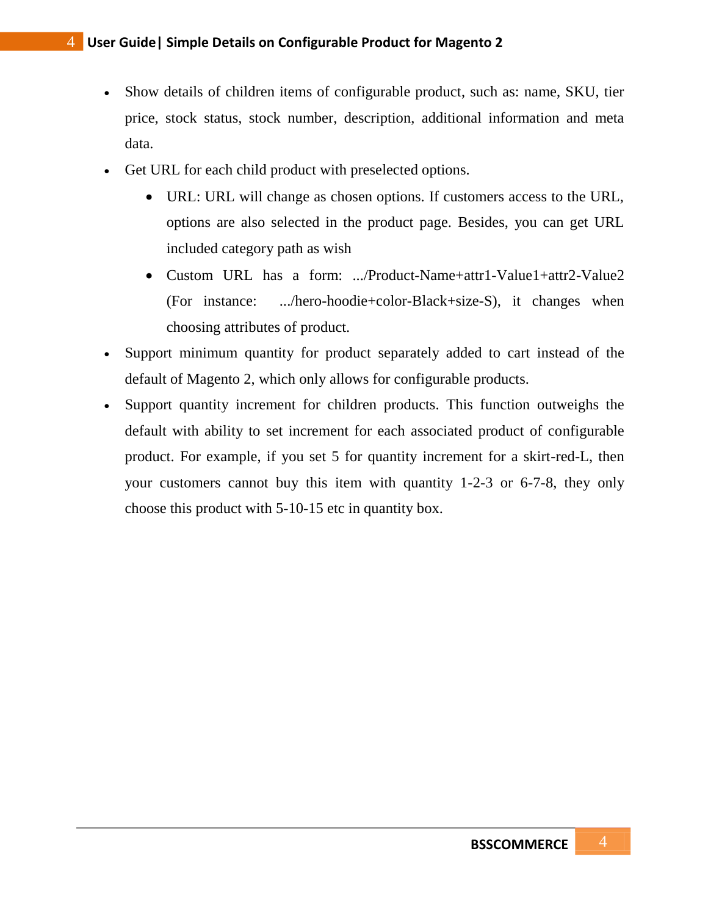- Show details of children items of configurable product, such as: name, SKU, tier price, stock status, stock number, description, additional information and meta data.
- Get URL for each child product with preselected options.
    - URL: URL will change as chosen options. If customers access to the URL, options are also selected in the product page. Besides, you can get URL included category path as wish
    - Custom URL has a form: .../Product-Name+attr1-Value1+attr2-Value2 (For instance: .../hero-hoodie+color-Black+size-S), it changes when choosing attributes of product.
- Support minimum quantity for product separately added to cart instead of the default of Magento 2, which only allows for configurable products.
- Support quantity increment for children products. This function outweighs the default with ability to set increment for each associated product of configurable product. For example, if you set 5 for quantity increment for a skirt-red-L, then your customers cannot buy this item with quantity 1-2-3 or 6-7-8, they only choose this product with 5-10-15 etc in quantity box.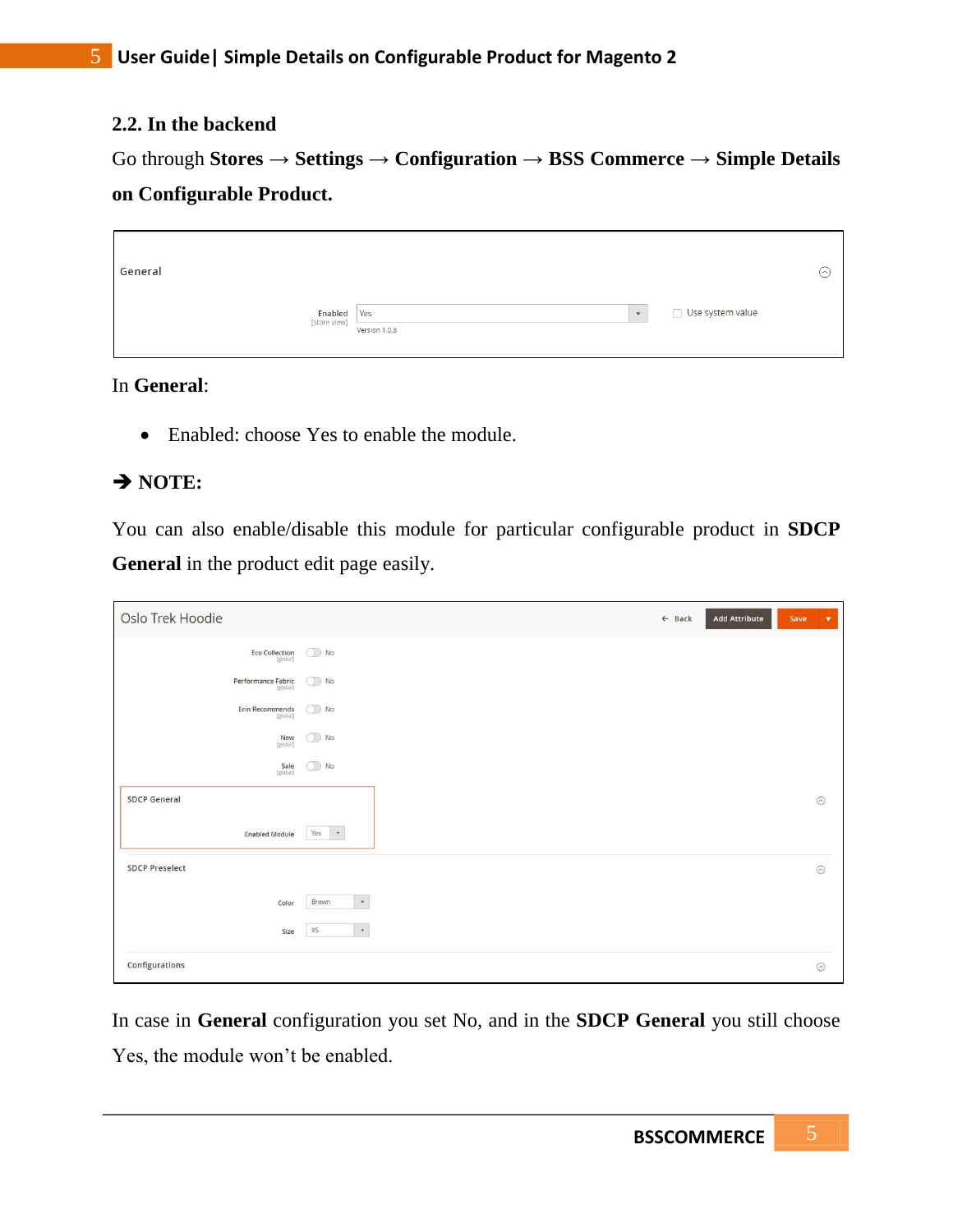## 2.2. In the backend

Go through **Stores → Settings → Configuration → BSS Commerce → Simple Details on Configurable Product.**

In **General**:

- Enabled: choose Yes to enable the module.

**➔ NOTE:**

You can also enable/disable this module for particular configurable product in **SDCP General** in the product edit page easily.

In case in **General** configuration you set No, and in the **SDCP General** you still choose Yes, the module won't be enabled.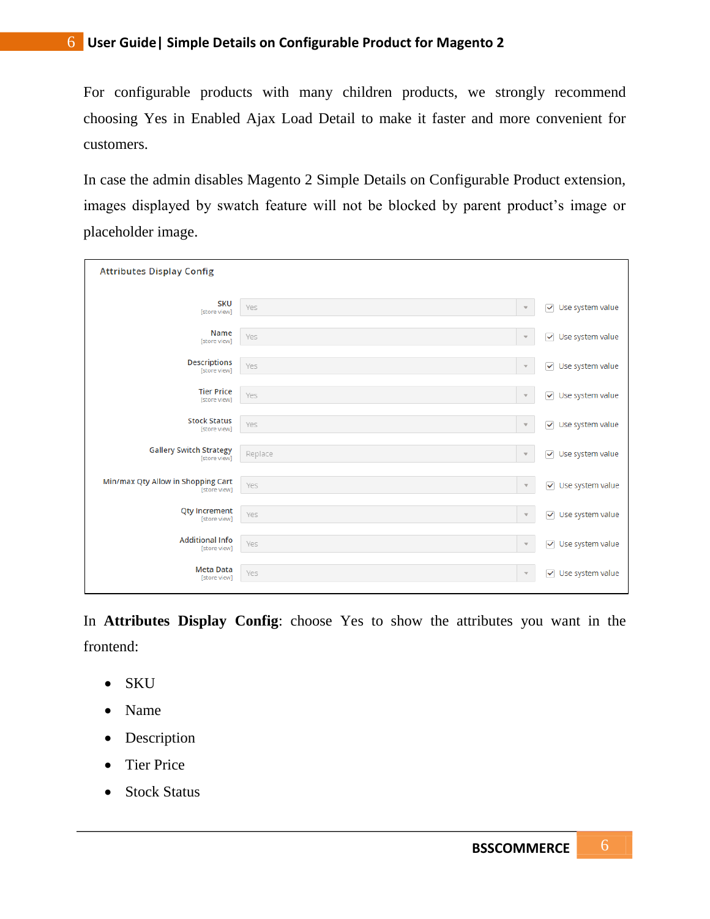For configurable products with many children products, we strongly recommend choosing Yes in Enabled Ajax Load Detail to make it faster and more convenient for customers.

In case the admin disables Magento 2 Simple Details on Configurable Product extension, images displayed by swatch feature will not be blocked by parent product's image or placeholder image.

| Attributes Display Config | | |
|---|---|---|
| SKU [store view] | Yes | ☑ Use system value |
| Name [store view] | Yes | ☑ Use system value |
| Descriptions [store view] | Yes | ☑ Use system value |
| Tier Price [store view] | Yes | ☑ Use system value |
| Stock Status [store view] | Yes | ☑ Use system value |
| Gallery Switch Strategy [store view] | Replace | ☑ Use system value |
| Min/max Qty Allow in Shopping Cart [store view] | Yes | ☑ Use system value |
| Qty Increment [store view] | Yes | ☑ Use system value |
| Additional Info [store view] | Yes | ☑ Use system value |
| Meta Data [store view] | Yes | ☑ Use system value |

In **Attributes Display Config**: choose Yes to show the attributes you want in the frontend:

- SKU
- Name
- Description
- Tier Price
- Stock Status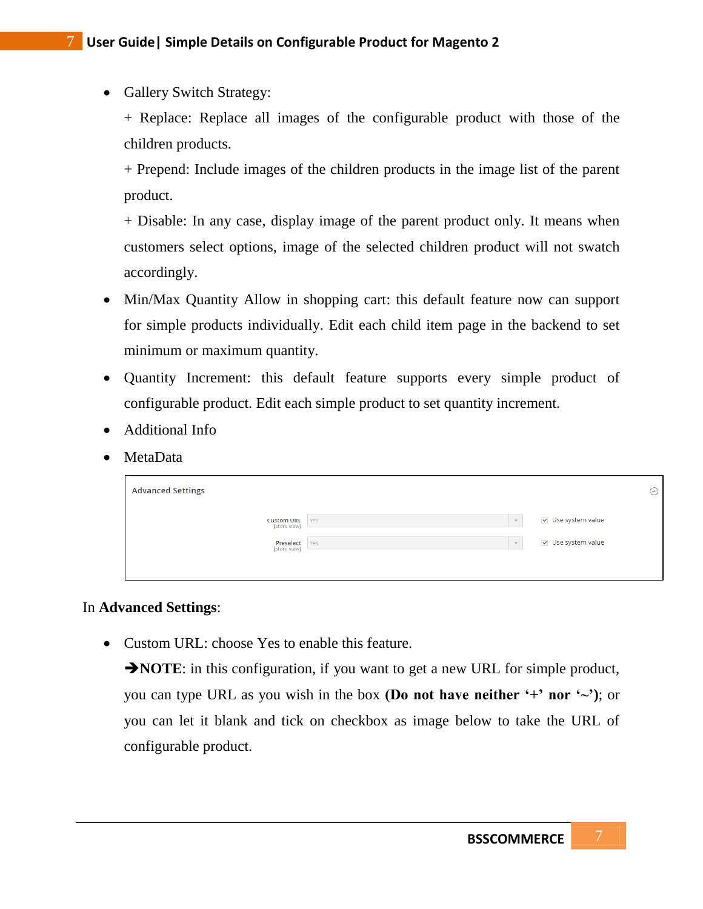- Gallery Switch Strategy:

  + Replace: Replace all images of the configurable product with those of the children products.

  + Prepend: Include images of the children products in the image list of the parent product.

  + Disable: In any case, display image of the parent product only. It means when customers select options, image of the selected children product will not swatch accordingly.

- Min/Max Quantity Allow in shopping cart: this default feature now can support for simple products individually. Edit each child item page in the backend to set minimum or maximum quantity.
- Quantity Increment: this default feature supports every simple product of configurable product. Edit each simple product to set quantity increment.
- Additional Info
- MetaData

In **Advanced Settings**:

- Custom URL: choose Yes to enable this feature.

  ➔**NOTE**: in this configuration, if you want to get a new URL for simple product, you can type URL as you wish in the box **(Do not have neither '+' nor '~')**; or you can let it blank and tick on checkbox as image below to take the URL of configurable product.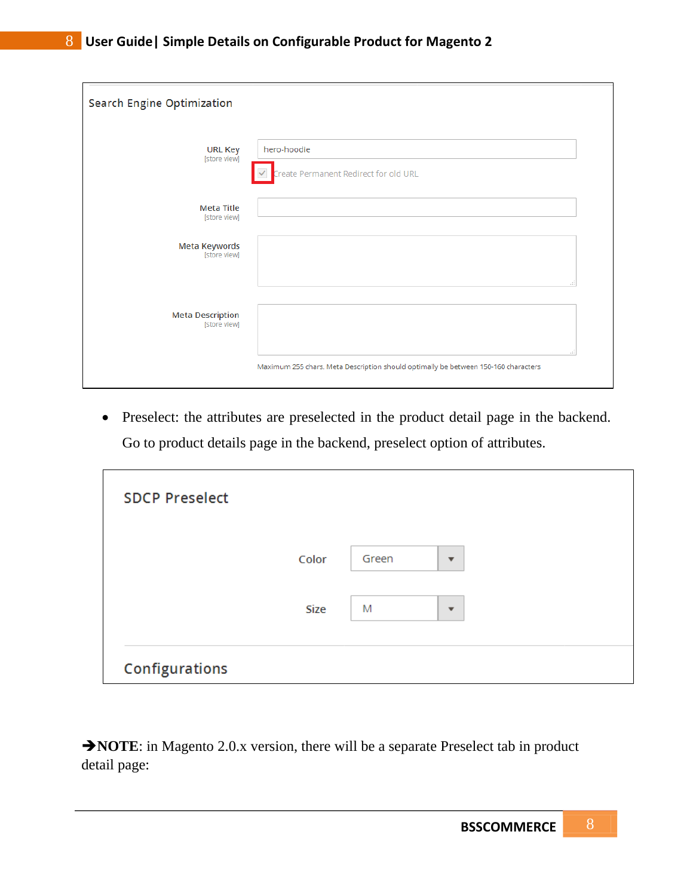Search Engine Optimization

URL Key [store view]: hero-hoodie

Create Permanent Redirect for old URL

Meta Title [store view]

Meta Keywords [store view]

Meta Description [store view]

Maximum 255 chars. Meta Description should optimally be between 150-160 characters

- Preselect: the attributes are preselected in the product detail page in the backend. Go to product details page in the backend, preselect option of attributes.

SDCP Preselect

Color: Green

Size: M

Configurations

➔**NOTE**: in Magento 2.0.x version, there will be a separate Preselect tab in product detail page: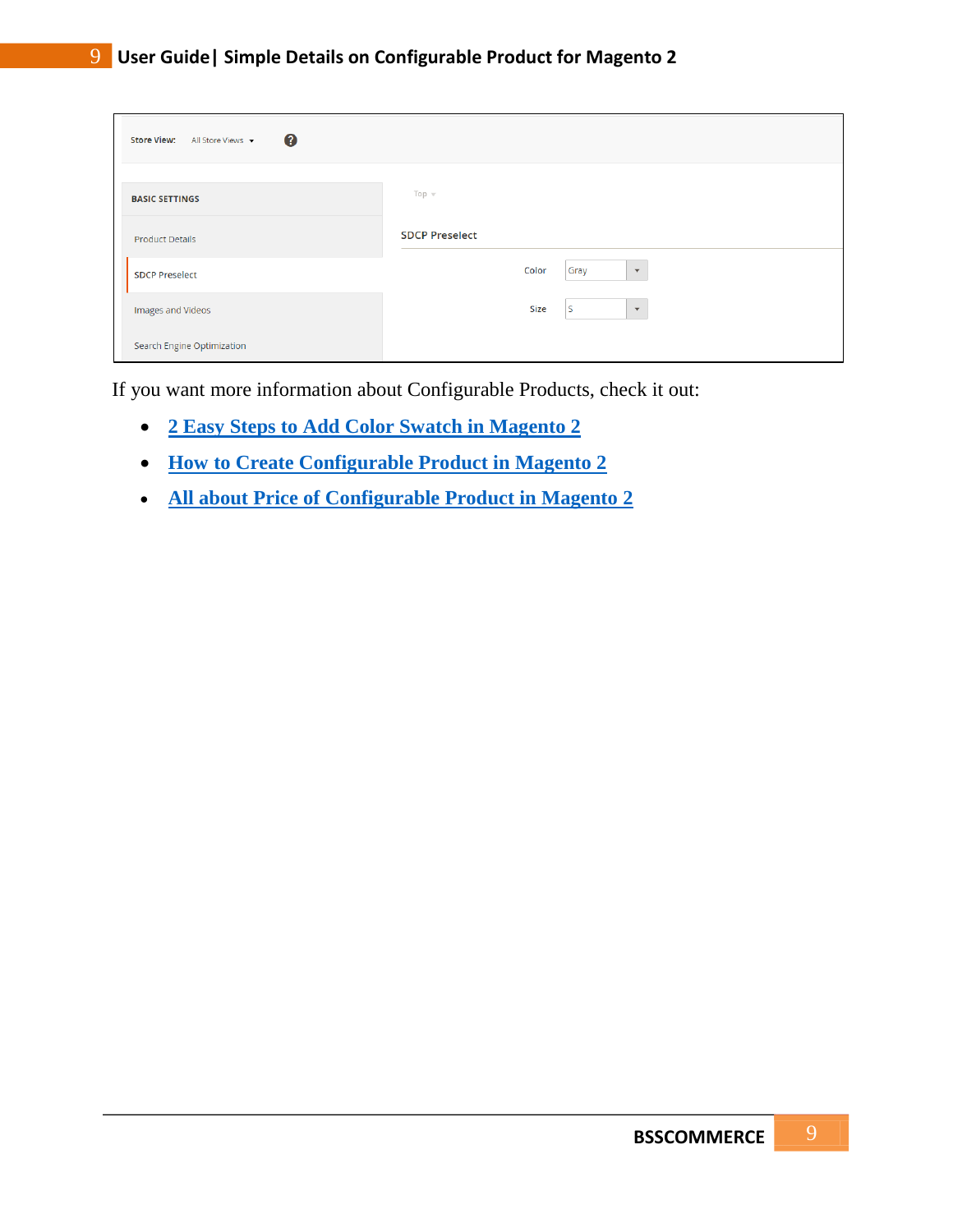Store View: All Store Views

BASIC SETTINGS

Product Details

SDCP Preselect

Images and Videos

Search Engine Optimization

Top

SDCP Preselect

Color: Gray

Size: S

If you want more information about Configurable Products, check it out:

- 2 Easy Steps to Add Color Swatch in Magento 2
- How to Create Configurable Product in Magento 2
- All about Price of Configurable Product in Magento 2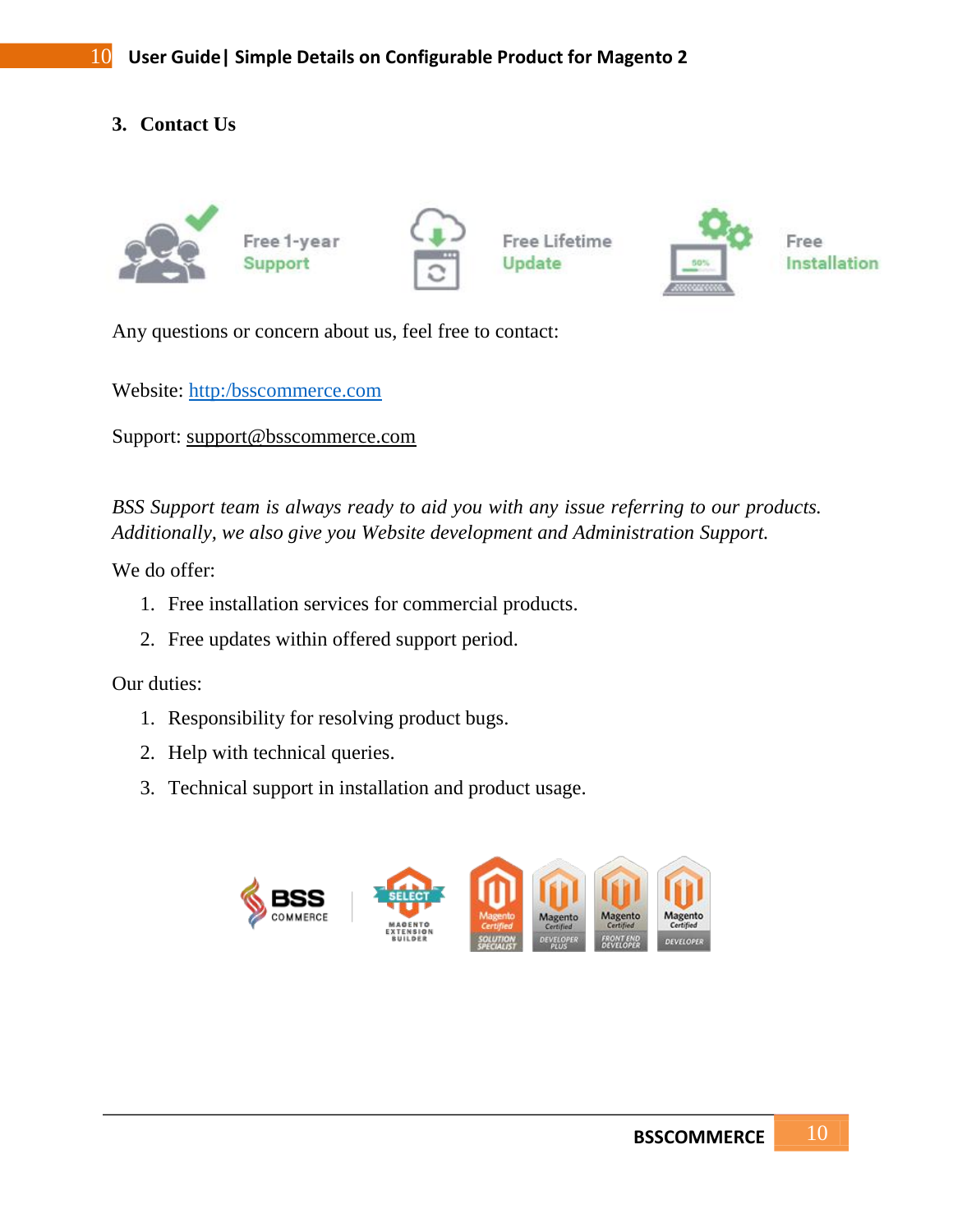## 3. Contact Us

Free 1-year Support

Free Lifetime Update

Free Installation

Any questions or concern about us, feel free to contact:

Website: http:/bsscommerce.com

Support: support@bsscommerce.com

*BSS Support team is always ready to aid you with any issue referring to our products. Additionally, we also give you Website development and Administration Support.*

We do offer:

1. Free installation services for commercial products.
2. Free updates within offered support period.

Our duties:

1. Responsibility for resolving product bugs.
2. Help with technical queries.
3. Technical support in installation and product usage.